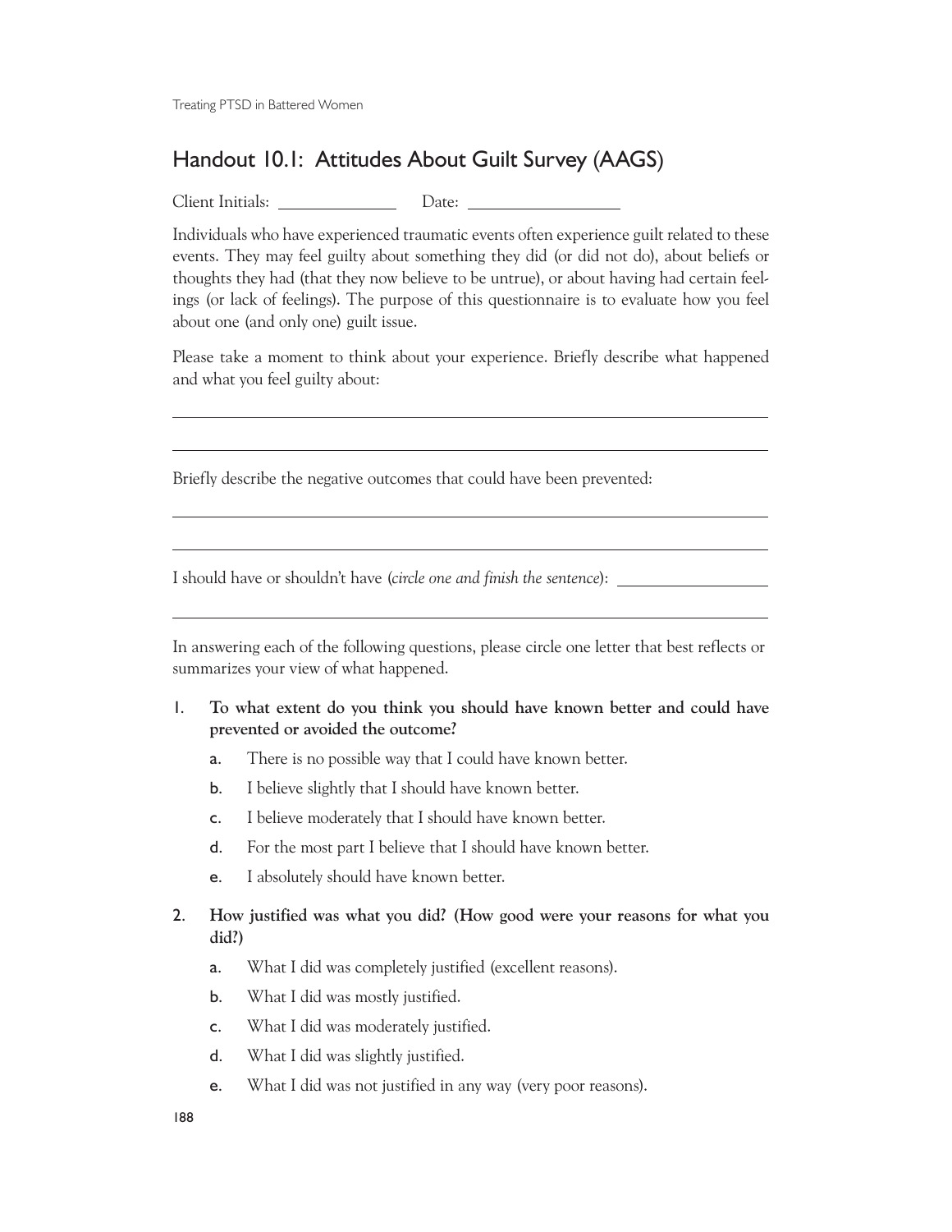## Handout 10.1: Attitudes About Guilt Survey (AAGS)

Client Initials: ____________ Date: ______________

Individuals who have experienced traumatic events often experience guilt related to these events. They may feel guilty about something they did (or did not do), about beliefs or thoughts they had (that they now believe to be untrue), or about having had certain feelings (or lack of feelings). The purpose of this questionnaire is to evaluate how you feel about one (and only one) guilt issue.

Please take a moment to think about your experience. Briefly describe what happened and what you feel guilty about:

______________________________________________________________________

______________________________________________________________________

Briefly describe the negative outcomes that could have been prevented:

______________________________________________________________________

______________________________________________________________________

I should have or shouldn't have (*circle one and finish the sentence*): ______________

______________________________________________________________________

In answering each of the following questions, please circle one letter that best reflects or summarizes your view of what happened.

1. **To what extent do you think you should have known better and could have prevented or avoided the outcome?**
   a. There is no possible way that I could have known better.
   b. I believe slightly that I should have known better.
   c. I believe moderately that I should have known better.
   d. For the most part I believe that I should have known better.
   e. I absolutely should have known better.

2. **How justified was what you did? (How good were your reasons for what you did?)**
   a. What I did was completely justified (excellent reasons).
   b. What I did was mostly justified.
   c. What I did was moderately justified.
   d. What I did was slightly justified.
   e. What I did was not justified in any way (very poor reasons).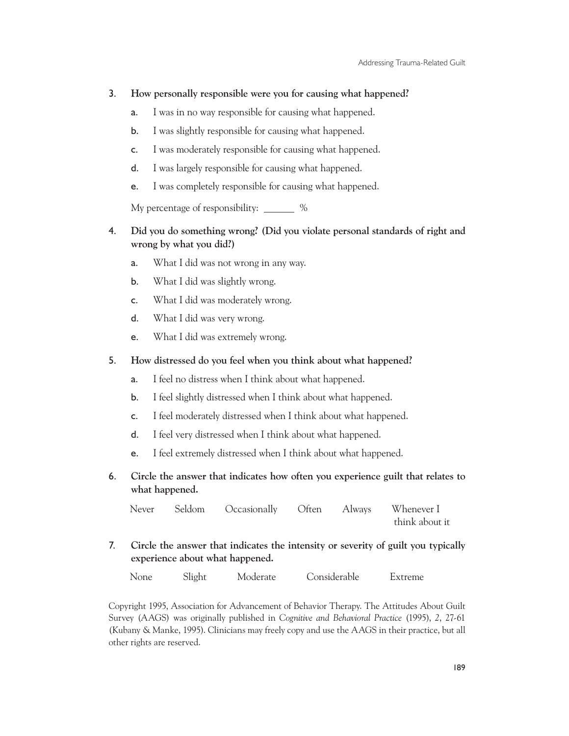3. **How personally responsible were you for causing what happened?**

   a. I was in no way responsible for causing what happened.

   b. I was slightly responsible for causing what happened.

   c. I was moderately responsible for causing what happened.

   d. I was largely responsible for causing what happened.

   e. I was completely responsible for causing what happened.

   My percentage of responsibility: ______ %

4. **Did you do something wrong? (Did you violate personal standards of right and wrong by what you did?)**

   a. What I did was not wrong in any way.

   b. What I did was slightly wrong.

   c. What I did was moderately wrong.

   d. What I did was very wrong.

   e. What I did was extremely wrong.

5. **How distressed do you feel when you think about what happened?**

   a. I feel no distress when I think about what happened.

   b. I feel slightly distressed when I think about what happened.

   c. I feel moderately distressed when I think about what happened.

   d. I feel very distressed when I think about what happened.

   e. I feel extremely distressed when I think about what happened.

6. **Circle the answer that indicates how often you experience guilt that relates to what happened.**

   Never Seldom Occasionally Often Always Whenever I think about it

7. **Circle the answer that indicates the intensity or severity of guilt you typically experience about what happened.**

   None Slight Moderate Considerable Extreme

Copyright 1995, Association for Advancement of Behavior Therapy. The Attitudes About Guilt Survey (AAGS) was originally published in *Cognitive and Behavioral Practice* (1995), *2*, 27-61 (Kubany & Manke, 1995). Clinicians may freely copy and use the AAGS in their practice, but all other rights are reserved.